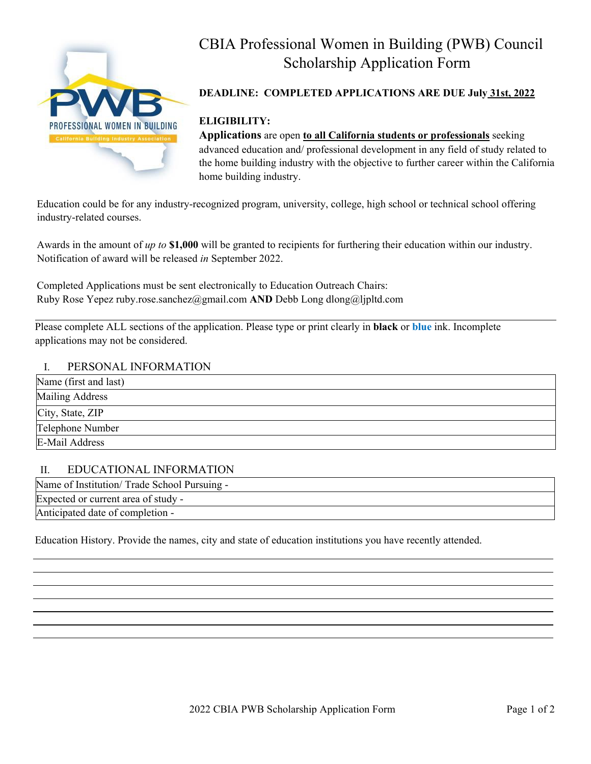# CBIA Professional Women in Building (PWB) Council Scholarship Application Form

**DEADLINE: COMPLETED APPLICATIONS ARE DUE July 31st, 2022**

**ELIGIBILITY:**

**Applications** are open **to all California students or professionals** seeking advanced education and/ professional development in any field of study related to the home building industry with the objective to further career within the California home building industry.

Education could be for any industry-recognized program, university, college, high school or technical school offering industry-related courses.

Awards in the amount of *up to* **$1,000** will be granted to recipients for furthering their education within our industry. Notification of award will be released *in* September 2022.

Completed Applications must be sent electronically to Education Outreach Chairs:
Ruby Rose Yepez ruby.rose.sanchez@gmail.com **AND** Debb Long dlong@ljpltd.com

---

Please complete ALL sections of the application. Please type or print clearly in **black** or **blue** ink. Incomplete applications may not be considered.

## I. PERSONAL INFORMATION

| Name (first and last) |
|---|
| Mailing Address |
| City, State, ZIP |
| Telephone Number |
| E-Mail Address |

## II. EDUCATIONAL INFORMATION

| Name of Institution/ Trade School Pursuing - |
|---|
| Expected or current area of study - |
| Anticipated date of completion - |

Education History. Provide the names, city and state of education institutions you have recently attended.

_______________________________________________

_______________________________________________

_______________________________________________

_______________________________________________

_______________________________________________

_______________________________________________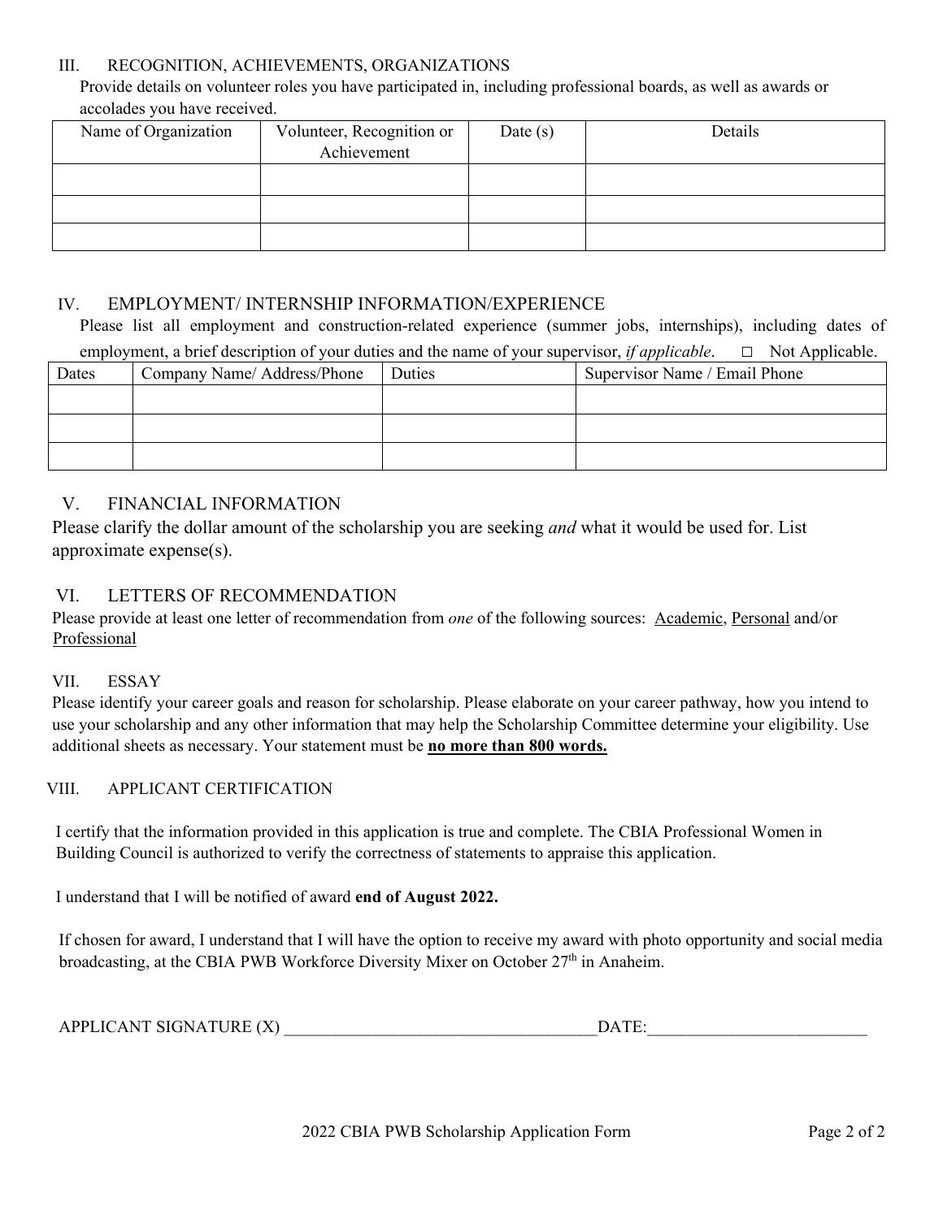## III. RECOGNITION, ACHIEVEMENTS, ORGANIZATIONS

Provide details on volunteer roles you have participated in, including professional boards, as well as awards or accolades you have received.

| Name of Organization | Volunteer, Recognition or Achievement | Date (s) | Details |
|---|---|---|---|
| | | | |
| | | | |
| | | | |

## IV. EMPLOYMENT/ INTERNSHIP INFORMATION/EXPERIENCE

Please list all employment and construction-related experience (summer jobs, internships), including dates of employment, a brief description of your duties and the name of your supervisor, *if applicable*. ☐ Not Applicable.

| Dates | Company Name/ Address/Phone | Duties | Supervisor Name / Email Phone |
|---|---|---|---|
| | | | |
| | | | |
| | | | |

## V. FINANCIAL INFORMATION

Please clarify the dollar amount of the scholarship you are seeking *and* what it would be used for. List approximate expense(s).

## VI. LETTERS OF RECOMMENDATION

Please provide at least one letter of recommendation from *one* of the following sources: Academic, Personal and/or Professional

## VII. ESSAY

Please identify your career goals and reason for scholarship. Please elaborate on your career pathway, how you intend to use your scholarship and any other information that may help the Scholarship Committee determine your eligibility. Use additional sheets as necessary. Your statement must be **no more than 800 words.**

## VIII. APPLICANT CERTIFICATION

I certify that the information provided in this application is true and complete. The CBIA Professional Women in Building Council is authorized to verify the correctness of statements to appraise this application.

I understand that I will be notified of award **end of August 2022.**

If chosen for award, I understand that I will have the option to receive my award with photo opportunity and social media broadcasting, at the CBIA PWB Workforce Diversity Mixer on October 27th in Anaheim.

APPLICANT SIGNATURE (X) _____________________________________ DATE:__________________________

2022 CBIA PWB Scholarship Application Form